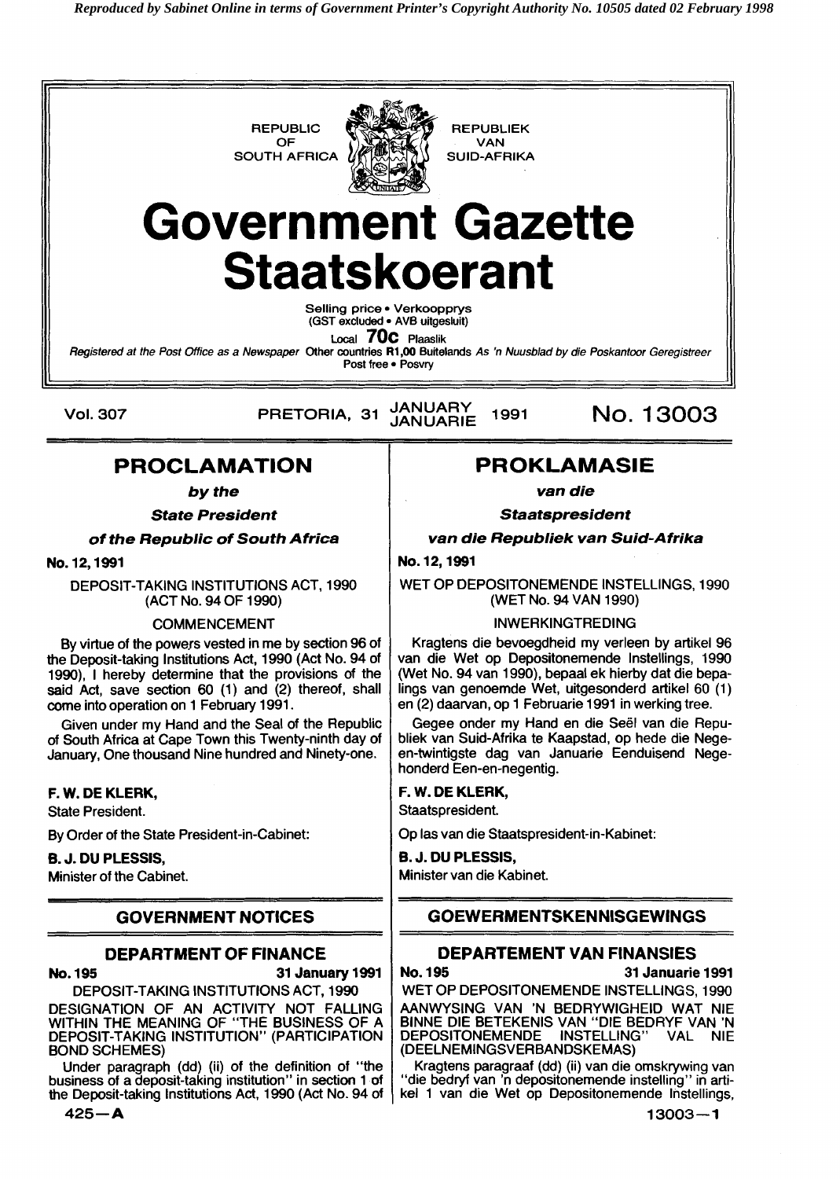*Reproduced by Sabinet Online in terms of Government Printer's Copyright Authority No. 10505 dated 02 February 1998*

REPUBLIC OF SOUTH AFRICA — REPUBLIEK VAN SUID-AFRIKA

# Government Gazette
# Staatskoerant

Selling price • Verkoopprys
(GST excluded • AVB uitgesluit)

Local **70c** Plaaslik

*Registered at the Post Office as a Newspaper* Other countries **R1,00** Buitelands *As 'n Nuusblad by die Poskantoor Geregistreer*

Post free • Posvry

Vol. 307 PRETORIA, 31 JANUARY JANUARIE 1991 **No. 13003**

## PROCLAMATION

***by the***

***State President***

***of the Republic of South Africa***

**No. 12, 1991**

DEPOSIT-TAKING INSTITUTIONS ACT, 1990 (ACT No. 94 OF 1990)

COMMENCEMENT

By virtue of the powers vested in me by section 96 of the Deposit-taking Institutions Act, 1990 (Act No. 94 of 1990), I hereby determine that the provisions of the said Act, save section 60 (1) and (2) thereof, shall come into operation on 1 February 1991.

Given under my Hand and the Seal of the Republic of South Africa at Cape Town this Twenty-ninth day of January, One thousand Nine hundred and Ninety-one.

**F. W. DE KLERK,**
State President.

By Order of the State President-in-Cabinet:

**B. J. DU PLESSIS,**
Minister of the Cabinet.

## PROKLAMASIE

***van die***

***Staatspresident***

***van die Republiek van Suid-Afrika***

**No. 12, 1991**

WET OP DEPOSITONEMENDE INSTELLINGS, 1990 (WET No. 94 VAN 1990)

INWERKINGTREDING

Kragtens die bevoegdheid my verleen by artikel 96 van die Wet op Depositonemende Instellings, 1990 (Wet No. 94 van 1990), bepaal ek hierby dat die bepalings van genoemde Wet, uitgesonderd artikel 60 (1) en (2) daarvan, op 1 Februarie 1991 in werking tree.

Gegee onder my Hand en die Seël van die Republiek van Suid-Afrika te Kaapstad, op hede die Negeen-twintigste dag van Januarie Eenduisend Negehonderd Een-en-negentig.

**F. W. DE KLERK,**
Staatspresident.

Op las van die Staatspresident-in-Kabinet:

**B. J. DU PLESSIS,**
Minister van die Kabinet.

## GOVERNMENT NOTICES

### DEPARTMENT OF FINANCE

**No. 195** **31 January 1991**

DEPOSIT-TAKING INSTITUTIONS ACT, 1990

DESIGNATION OF AN ACTIVITY NOT FALLING WITHIN THE MEANING OF "THE BUSINESS OF A DEPOSIT-TAKING INSTITUTION" (PARTICIPATION BOND SCHEMES)

Under paragraph (dd) (ii) of the definition of "the business of a deposit-taking institution" in section 1 of the Deposit-taking Institutions Act, 1990 (Act No. 94 of

## GOEWERMENTSKENNISGEWINGS

### DEPARTEMENT VAN FINANSIES

**No. 195** **31 Januarie 1991**

WET OP DEPOSITONEMENDE INSTELLINGS, 1990

AANWYSING VAN 'N BEDRYWIGHEID WAT NIE BINNE DIE BETEKENIS VAN "DIE BEDRYF VAN 'N DEPOSITONEMENDE INSTELLING" VAL NIE (DEELNEMINGSVERBANDSKEMAS)

Kragtens paragraaf (dd) (ii) van die omskrywing van "die bedryf van 'n depositonemende instelling" in artikel 1 van die Wet op Depositonemende Instellings,

425—A 13003—1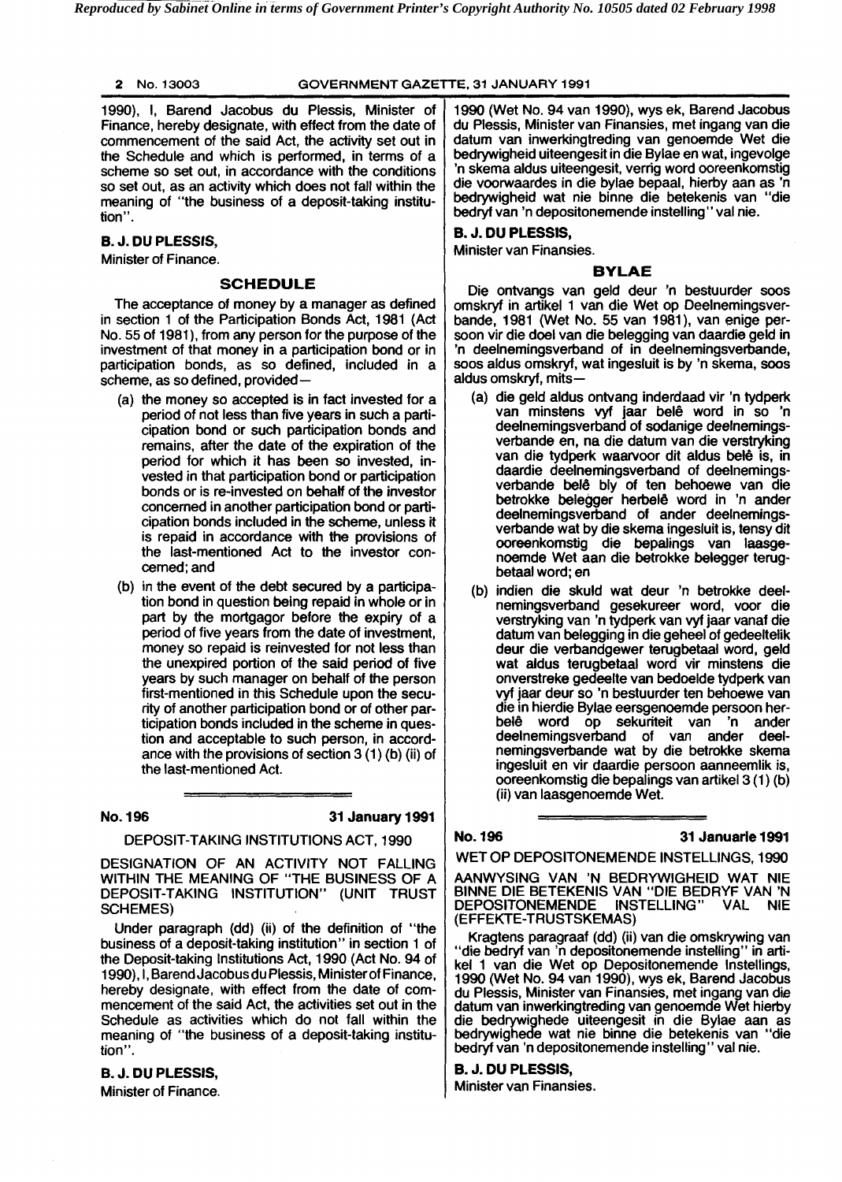1990), I, Barend Jacobus du Plessis, Minister of Finance, hereby designate, with effect from the date of commencement of the said Act, the activity set out in the Schedule and which is performed, in terms of a scheme so set out, in accordance with the conditions so set out, as an activity which does not fall within the meaning of "the business of a deposit-taking institution".

**B. J. DU PLESSIS,**
Minister of Finance.

## SCHEDULE

The acceptance of money by a manager as defined in section 1 of the Participation Bonds Act, 1981 (Act No. 55 of 1981), from any person for the purpose of the investment of that money in a participation bond or in participation bonds, as so defined, included in a scheme, as so defined, provided—

(a) the money so accepted is in fact invested for a period of not less than five years in such a participation bond or such participation bonds and remains, after the date of the expiration of the period for which it has been so invested, invested in that participation bond or participation bonds or is re-invested on behalf of the investor concerned in another participation bond or participation bonds included in the scheme, unless it is repaid in accordance with the provisions of the last-mentioned Act to the investor concerned; and

(b) in the event of the debt secured by a participation bond in question being repaid in whole or in part by the mortgagor before the expiry of a period of five years from the date of investment, money so repaid is reinvested for not less than the unexpired portion of the said period of five years by such manager on behalf of the person first-mentioned in this Schedule upon the security of another participation bond or of other participation bonds included in the scheme in question and acceptable to such person, in accordance with the provisions of section 3 (1) (b) (ii) of the last-mentioned Act.

**No. 196** **31 January 1991**

DEPOSIT-TAKING INSTITUTIONS ACT, 1990

DESIGNATION OF AN ACTIVITY NOT FALLING WITHIN THE MEANING OF "THE BUSINESS OF A DEPOSIT-TAKING INSTITUTION" (UNIT TRUST SCHEMES)

Under paragraph (dd) (ii) of the definition of "the business of a deposit-taking institution" in section 1 of the Deposit-taking Institutions Act, 1990 (Act No. 94 of 1990), I, Barend Jacobus du Plessis, Minister of Finance, hereby designate, with effect from the date of commencement of the said Act, the activities set out in the Schedule as activities which do not fall within the meaning of "the business of a deposit-taking institution".

**B. J. DU PLESSIS,**
Minister of Finance.

1990 (Wet No. 94 van 1990), wys ek, Barend Jacobus du Plessis, Minister van Finansies, met ingang van die datum van inwerkingtreding van genoemde Wet die bedrywigheid uiteengesit in die Bylae en wat, ingevolge 'n skema aldus uiteengesit, verrig word ooreenkomstig die voorwaardes in die bylae bepaal, hierby aan as 'n bedrywigheid wat nie binne die betekenis van "die bedryf van 'n depositonemende instelling" val nie.

**B. J. DU PLESSIS,**
Minister van Finansies.

## BYLAE

Die ontvangs van geld deur 'n bestuurder soos omskryf in artikel 1 van die Wet op Deelnemingsverbande, 1981 (Wet No. 55 van 1981), van enige persoon vir die doel van die belegging van daardie geld in 'n deelnemingsverband of in deelnemingsverbande, soos aldus omskryf, wat ingesluit is by 'n skema, soos aldus omskryf, mits—

(a) die geld aldus ontvang inderdaad vir 'n tydperk van minstens vyf jaar belê word in so 'n deelnemingsverband of sodanige deelnemingsverbande en, na die datum van die verstryking van die tydperk waarvoor dit aldus belê is, in daardie deelnemingsverband of deelnemingsverbande belê bly of ten behoewe van die betrokke belegger herbelê word in 'n ander deelnemingsverband of ander deelnemingsverbande wat by die skema ingesluit is, tensy dit ooreenkomstig die bepalings van laasgenoemde Wet aan die betrokke belegger terugbetaal word; en

(b) indien die skuld wat deur 'n betrokke deelnemingsverband gesekureer word, voor die verstryking van 'n tydperk van vyf jaar vanaf die datum van belegging in die geheel of gedeeltelik deur die verbandgewer terugbetaal word, geld wat aldus terugbetaal word vir minstens die onverstreke gedeelte van bedoelde tydperk van vyf jaar deur so 'n bestuurder ten behoewe van die in hierdie Bylae eersgenoemde persoon herbelê word op sekuriteit van 'n ander deelnemingsverband of van ander deelnemingsverbande wat by die betrokke skema ingesluit en vir daardie persoon aanneemlik is, ooreenkomstig die bepalings van artikel 3 (1) (b) (ii) van laasgenoemde Wet.

**No. 196** **31 Januarie 1991**

WET OP DEPOSITONEMENDE INSTELLINGS, 1990

AANWYSING VAN 'N BEDRYWIGHEID WAT NIE BINNE DIE BETEKENIS VAN "DIE BEDRYF VAN 'N DEPOSITONEMENDE INSTELLING" VAL NIE (EFFEKTE-TRUSTSKEMAS)

Kragtens paragraaf (dd) (ii) van die omskrywing van "die bedryf van 'n depositonemende instelling" in artikel 1 van die Wet op Depositonemende Instellings, 1990 (Wet No. 94 van 1990), wys ek, Barend Jacobus du Plessis, Minister van Finansies, met ingang van die datum van inwerkingtreding van genoemde Wet hierby die bedrywighede uiteengesit in die Bylae aan as bedrywighede wat nie binne die betekenis van "die bedryf van 'n depositonemende instelling" val nie.

**B. J. DU PLESSIS,**
Minister van Finansies.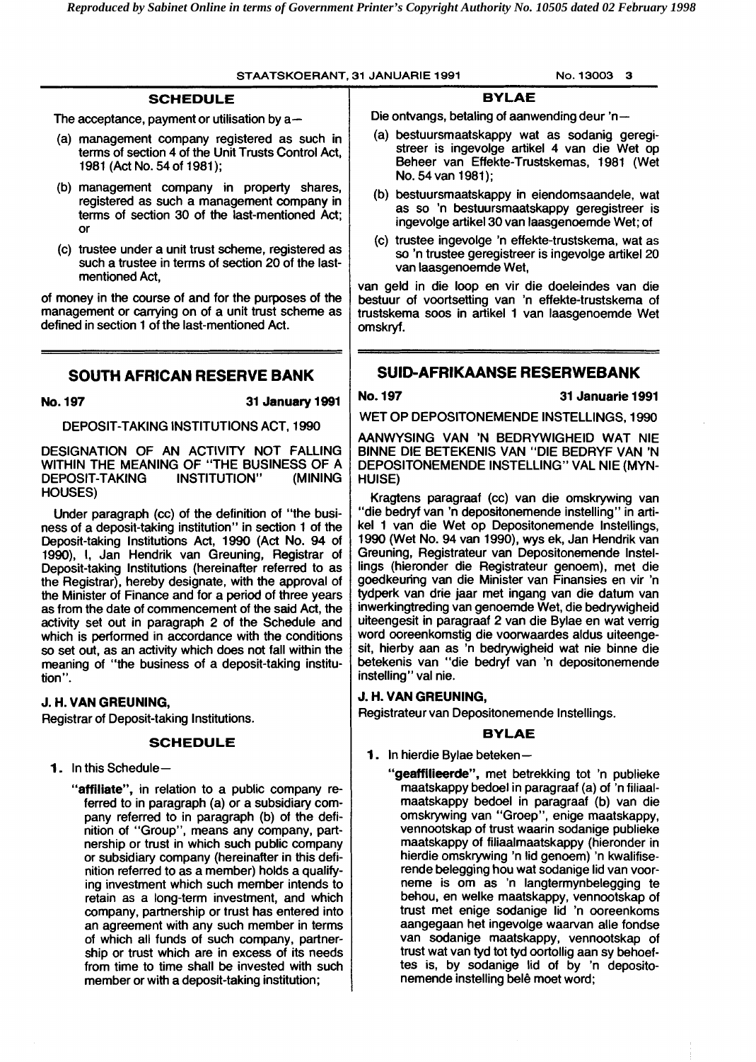## SCHEDULE

The acceptance, payment or utilisation by a—

(a) management company registered as such in terms of section 4 of the Unit Trusts Control Act, 1981 (Act No. 54 of 1981);

(b) management company in property shares, registered as such a management company in terms of section 30 of the last-mentioned Act; or

(c) trustee under a unit trust scheme, registered as such a trustee in terms of section 20 of the last-mentioned Act,

of money in the course of and for the purposes of the management or carrying on of a unit trust scheme as defined in section 1 of the last-mentioned Act.

## BYLAE

Die ontvangs, betaling of aanwending deur 'n—

(a) bestuursmaatskappy wat as sodanig geregistreer is ingevolge artikel 4 van die Wet op Beheer van Effekte-Trustskemas, 1981 (Wet No. 54 van 1981);

(b) bestuursmaatskappy in eiendomsaandele, wat as so 'n bestuursmaatskappy geregistreer is ingevolge artikel 30 van laasgenoemde Wet; of

(c) trustee ingevolge 'n effekte-trustskema, wat as so 'n trustee geregistreer is ingevolge artikel 20 van laasgenoemde Wet,

van geld in die loop en vir die doeleindes van die bestuur of voortsetting van 'n effekte-trustskema of trustskema soos in artikel 1 van laasgenoemde Wet omskryf.

# SOUTH AFRICAN RESERVE BANK

**No. 197** **31 January 1991**

DEPOSIT-TAKING INSTITUTIONS ACT, 1990

DESIGNATION OF AN ACTIVITY NOT FALLING WITHIN THE MEANING OF "THE BUSINESS OF A DEPOSIT-TAKING INSTITUTION" (MINING HOUSES)

Under paragraph (cc) of the definition of "the business of a deposit-taking institution" in section 1 of the Deposit-taking Institutions Act, 1990 (Act No. 94 of 1990), I, Jan Hendrik van Greuning, Registrar of Deposit-taking Institutions (hereinafter referred to as the Registrar), hereby designate, with the approval of the Minister of Finance and for a period of three years as from the date of commencement of the said Act, the activity set out in paragraph 2 of the Schedule and which is performed in accordance with the conditions so set out, as an activity which does not fall within the meaning of "the business of a deposit-taking institution".

**J. H. VAN GREUNING,**
Registrar of Deposit-taking Institutions.

## SCHEDULE

**1.** In this Schedule—

**"affiliate"**, in relation to a public company referred to in paragraph (a) or a subsidiary company referred to in paragraph (b) of the definition of "Group", means any company, partnership or trust in which such public company or subsidiary company (hereinafter in this definition referred to as a member) holds a qualifying investment which such member intends to retain as a long-term investment, and which company, partnership or trust has entered into an agreement with any such member in terms of which all funds of such company, partnership or trust which are in excess of its needs from time to time shall be invested with such member or with a deposit-taking institution;

# SUID-AFRIKAANSE RESERWEBANK

**No. 197** **31 Januarie 1991**

WET OP DEPOSITONEMENDE INSTELLINGS, 1990

AANWYSING VAN 'N BEDRYWIGHEID WAT NIE BINNE DIE BETEKENIS VAN "DIE BEDRYF VAN 'N DEPOSITONEMENDE INSTELLING" VAL NIE (MYNHUISE)

Kragtens paragraaf (cc) van die omskrywing van "die bedryf van 'n depositonemende instelling" in artikel 1 van die Wet op Depositonemende Instellings, 1990 (Wet No. 94 van 1990), wys ek, Jan Hendrik van Greuning, Registrateur van Depositonemende Instellings (hieronder die Registrateur genoem), met die goedkeuring van die Minister van Finansies en vir 'n tydperk van drie jaar met ingang van die datum van inwerkingtreding van genoemde Wet, die bedrywigheid uiteengesit in paragraaf 2 van die Bylae en wat verrig word ooreenkomstig die voorwaardes aldus uiteengesit, hierby aan as 'n bedrywigheid wat nie binne die betekenis van "die bedryf van 'n depositonemende instelling" val nie.

**J. H. VAN GREUNING,**
Registrateur van Depositonemende Instellings.

## BYLAE

**1.** In hierdie Bylae beteken—

**"geaffilieerde"**, met betrekking tot 'n publieke maatskappy bedoel in paragraaf (a) of 'n filiaalmaatskappy bedoel in paragraaf (b) van die omskrywing van "Groep", enige maatskappy, vennootskap of trust waarin sodanige publieke maatskappy of filiaalmaatskappy (hieronder in hierdie omskrywing 'n lid genoem) 'n kwalifiserende belegging hou wat sodanige lid van voorneme is om as 'n langtermynbelegging te behou, en welke maatskappy, vennootskap of trust met enige sodanige lid 'n ooreenkoms aangegaan het ingevolge waarvan alle fondse van sodanige maatskappy, vennootskap of trust wat van tyd tot tyd oortollig aan sy behoeftes is, by sodanige lid of by 'n depositonemende instelling belê moet word;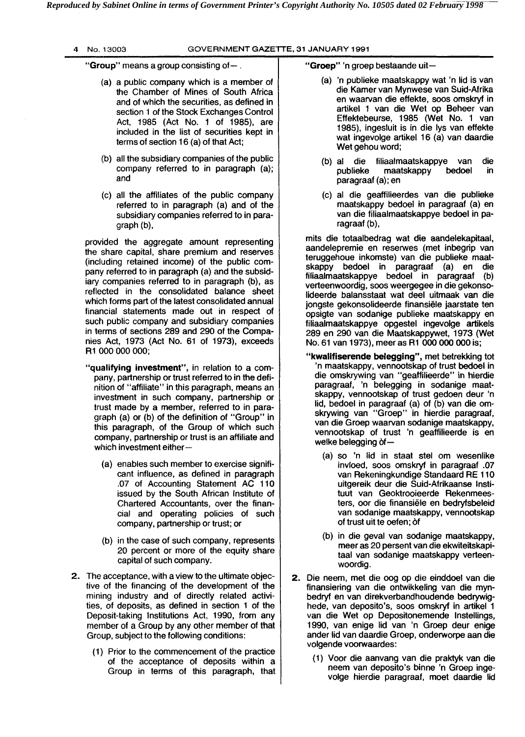"**Group**" means a group consisting of—

(a) a public company which is a member of the Chamber of Mines of South Africa and of which the securities, as defined in section 1 of the Stock Exchanges Control Act, 1985 (Act No. 1 of 1985), are included in the list of securities kept in terms of section 16 (a) of that Act;

(b) all the subsidiary companies of the public company referred to in paragraph (a); and

(c) all the affiliates of the public company referred to in paragraph (a) and of the subsidiary companies referred to in paragraph (b),

provided the aggregate amount representing the share capital, share premium and reserves (including retained income) of the public company referred to in paragraph (a) and the subsidiary companies referred to in paragraph (b), as reflected in the consolidated balance sheet which forms part of the latest consolidated annual financial statements made out in respect of such public company and subsidiary companies in terms of sections 289 and 290 of the Companies Act, 1973 (Act No. 61 of 1973), exceeds R1 000 000 000;

"**qualifying investment**", in relation to a company, partnership or trust referred to in the definition of "affiliate" in this paragraph, means an investment in such company, partnership or trust made by a member, referred to in paragraph (a) or (b) of the definition of "Group" in this paragraph, of the Group of which such company, partnership or trust is an affiliate and which investment either—

(a) enables such member to exercise significant influence, as defined in paragraph .07 of Accounting Statement AC 110 issued by the South African Institute of Chartered Accountants, over the financial and operating policies of such company, partnership or trust; or

(b) in the case of such company, represents 20 percent or more of the equity share capital of such company.

**2.** The acceptance, with a view to the ultimate objective of the financing of the development of the mining industry and of directly related activities, of deposits, as defined in section 1 of the Deposit-taking Institutions Act, 1990, from any member of a Group by any other member of that Group, subject to the following conditions:

(1) Prior to the commencement of the practice of the acceptance of deposits within a Group in terms of this paragraph, that

"**Groep**" 'n groep bestaande uit—

(a) 'n publieke maatskappy wat 'n lid is van die Kamer van Mynwese van Suid-Afrika en waarvan die effekte, soos omskryf in artikel 1 van die Wet op Beheer van Effektebeurse, 1985 (Wet No. 1 van 1985), ingesluit is in die lys van effekte wat ingevolge artikel 16 (a) van daardie Wet gehou word;

(b) al die filiaalmaatskappye van die publieke maatskappy bedoel in paragraaf (a); en

(c) al die geaffilieerdes van die publieke maatskappy bedoel in paragraaf (a) en van die filiaalmaatskappye bedoel in paragraaf (b),

mits die totaalbedrag wat die aandelekapitaal, aandelepremie en reserwes (met inbegrip van teruggehoue inkomste) van die publieke maatskappy bedoel in paragraaf (a) en die filiaalmaatskappye bedoel in paragraaf (b) verteenwoordig, soos weergegee in die gekonsolideerde balansstaat wat deel uitmaak van die jongste gekonsolideerde finansiële jaarstate ten opsigte van sodanige publieke maatskappy en filiaalmaatskappye opgestel ingevolge artikels 289 en 290 van die Maatskappywet, 1973 (Wet No. 61 van 1973), meer as R1 000 000 000 is;

"**kwalifiserende belegging**", met betrekking tot 'n maatskappy, vennootskap of trust bedoel in die omskrywing van "geaffilieerde" in hierdie paragraaf, 'n belegging in sodanige maatskappy, vennootskap of trust gedoen deur 'n lid, bedoel in paragraaf (a) of (b) van die omskrywing van "Groep" in hierdie paragraaf, van die Groep waarvan sodanige maatskappy, vennootskap of trust 'n geaffilieerde is en welke belegging òf—

(a) so 'n lid in staat stel om wesenlike invloed, soos omskryf in paragraaf .07 van Rekeningkundige Standaard RE 110 uitgereik deur die Suid-Afrikaanse Instituut van Geoktrooieerde Rekenmeesters, oor die finansiële en bedryfsbeleid van sodanige maatskappy, vennootskap of trust uit te oefen; òf

(b) in die geval van sodanige maatskappy, meer as 20 persent van die ekwiteitskapitaal van sodanige maatskappy verteenwoordig.

**2.** Die neem, met die oog op die einddoel van die finansiering van die ontwikkeling van die mynbedryf en van direkverbandhoudende bedrywighede, van deposito's, soos omskryf in artikel 1 van die Wet op Depositonemende Instellings, 1990, van enige lid van 'n Groep deur enige ander lid van daardie Groep, onderworpe aan die volgende voorwaardes:

(1) Voor die aanvang van die praktyk van die neem van deposito's binne 'n Groep ingevolge hierdie paragraaf, moet daardie lid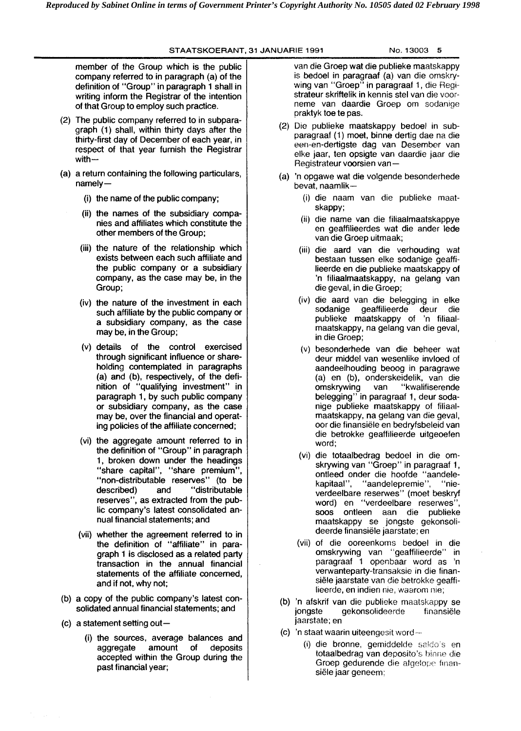member of the Group which is the public company referred to in paragraph (a) of the definition of "Group" in paragraph 1 shall in writing inform the Registrar of the intention of that Group to employ such practice.

(2) The public company referred to in subparagraph (1) shall, within thirty days after the thirty-first day of December of each year, in respect of that year furnish the Registrar with—

(a) a return containing the following particulars, namely—

(i) the name of the public company;

(ii) the names of the subsidiary companies and affiliates which constitute the other members of the Group;

(iii) the nature of the relationship which exists between each such affiliate and the public company or a subsidiary company, as the case may be, in the Group;

(iv) the nature of the investment in each such affiliate by the public company or a subsidiary company, as the case may be, in the Group;

(v) details of the control exercised through significant influence or shareholding contemplated in paragraphs (a) and (b), respectively, of the definition of "qualifying investment" in paragraph 1, by such public company or subsidiary company, as the case may be, over the financial and operating policies of the affiliate concerned;

(vi) the aggregate amount referred to in the definition of "Group" in paragraph 1, broken down under the headings "share capital", "share premium", "non-distributable reserves" (to be described) and "distributable reserves", as extracted from the public company's latest consolidated annual financial statements; and

(vii) whether the agreement referred to in the definition of "affiliate" in paragraph 1 is disclosed as a related party transaction in the annual financial statements of the affiliate concerned, and if not, why not;

(b) a copy of the public company's latest consolidated annual financial statements; and

(c) a statement setting out—

(i) the sources, average balances and aggregate amount of deposits accepted within the Group during the past financial year;

van die Groep wat die publieke maatskappy is bedoel in paragraaf (a) van die omskrywing van "Groep" in paragraaf 1, die Registrateur skriftelik in kennis stel van die voorneme van daardie Groep om sodanige praktyk toe te pas.

(2) Die publieke maatskappy bedoel in subparagraaf (1) moet, binne dertig dae na die een-en-dertigste dag van Desember van elke jaar, ten opsigte van daardie jaar die Registrateur voorsien van—

(a) 'n opgawe wat die volgende besonderhede bevat, naamlik—

(i) die naam van die publieke maatskappy;

(ii) die name van die filiaalmaatskappye en geaffilieerdes wat die ander lede van die Groep uitmaak;

(iii) die aard van die verhouding wat bestaan tussen elke sodanige geaffilieerde en die publieke maatskappy of 'n filiaalmaatskappy, na gelang van die geval, in die Groep;

(iv) die aard van die belegging in elke sodanige geaffilieerde deur die publieke maatskappy of 'n filiaalmaatskappy, na gelang van die geval, in die Groep;

(v) besonderhede van die beheer wat deur middel van wesenlike invloed of aandeelhouding beoog in paragrawe (a) en (b), onderskeidelik, van die omskrywing van "kwalifiserende belegging" in paragraaf 1, deur sodanige publieke maatskappy of filiaalmaatskappy, na gelang van die geval, oor die finansiële en bedryfsbeleid van die betrokke geaffilieerde uitgeoefen word;

(vi) die totaalbedrag bedoel in die omskrywing van "Groep" in paragraaf 1, ontleed onder die hoofde "aandelekapitaal", "aandelepremie", "nie-verdeelbare reserwes" (moet beskryf word) en "verdeelbare reserwes", soos ontleen aan die publieke maatskappy se jongste gekonsolideerde finansiële jaarstate; en

(vii) of die ooreenkoms bedoel in die omskrywing van "geaffilieerde" in paragraaf 1 openbaar word as 'n verwanteparty-transaksie in die finansiële jaarstate van die betrokke geaffilieerde, en indien nie, waarom nie;

(b) 'n afskrif van die publieke maatskappy se jongste gekonsolideerde finansiële jaarstate; en

(c) 'n staat waarin uiteengesit word—

(i) die bronne, gemiddelde saldo's en totaalbedrag van deposito's binne die Groep gedurende die afgelope finansiële jaar geneem;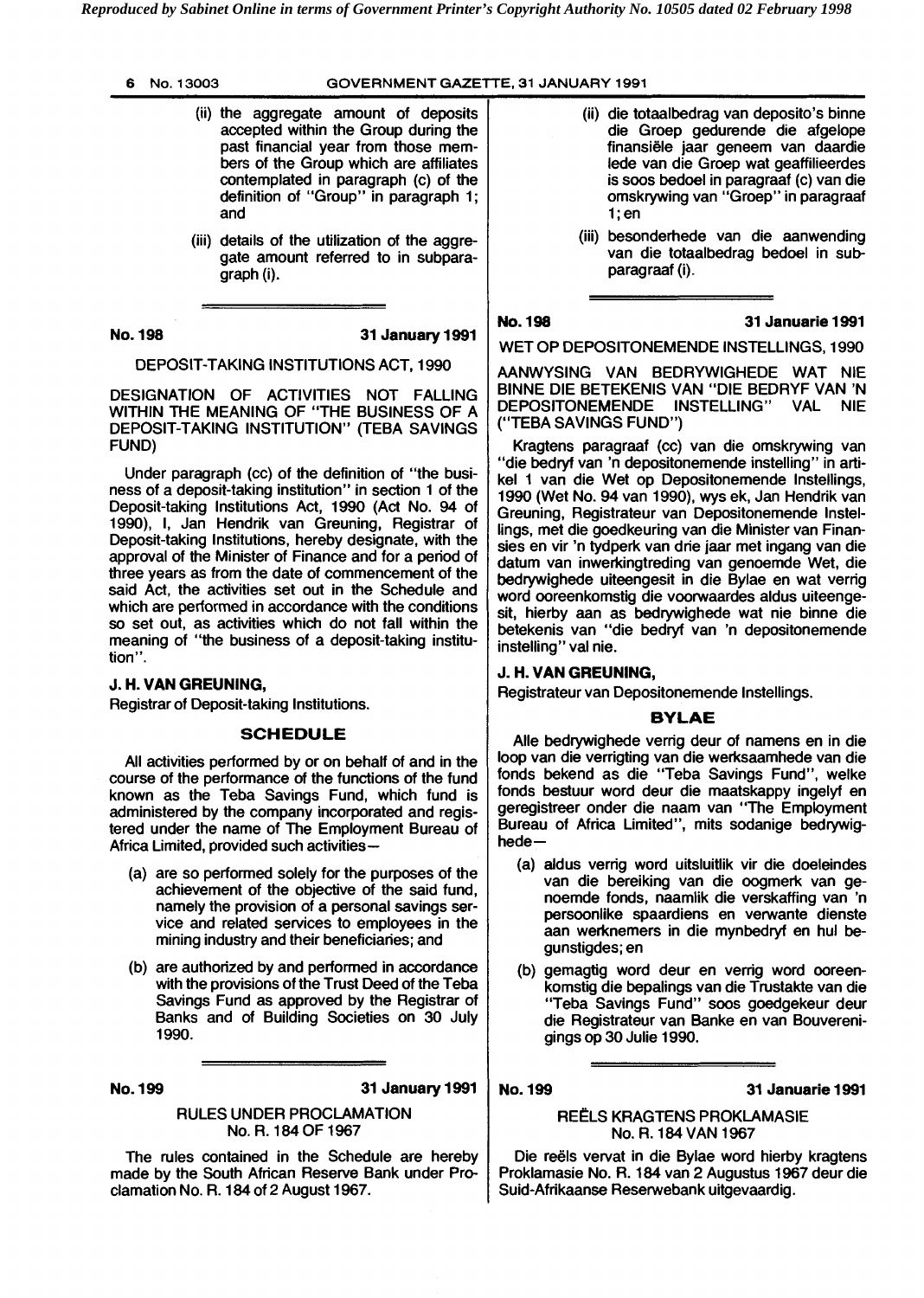(ii) the aggregate amount of deposits accepted within the Group during the past financial year from those members of the Group which are affiliates contemplated in paragraph (c) of the definition of "Group" in paragraph 1; and

(iii) details of the utilization of the aggregate amount referred to in subparagraph (i).

---

**No. 198** **31 January 1991**

DEPOSIT-TAKING INSTITUTIONS ACT, 1990

DESIGNATION OF ACTIVITIES NOT FALLING WITHIN THE MEANING OF "THE BUSINESS OF A DEPOSIT-TAKING INSTITUTION" (TEBA SAVINGS FUND)

Under paragraph (cc) of the definition of "the business of a deposit-taking institution" in section 1 of the Deposit-taking Institutions Act, 1990 (Act No. 94 of 1990), I, Jan Hendrik van Greuning, Registrar of Deposit-taking Institutions, hereby designate, with the approval of the Minister of Finance and for a period of three years as from the date of commencement of the said Act, the activities set out in the Schedule and which are performed in accordance with the conditions so set out, as activities which do not fall within the meaning of "the business of a deposit-taking institution".

**J. H. VAN GREUNING,**

Registrar of Deposit-taking Institutions.

## SCHEDULE

All activities performed by or on behalf of and in the course of the performance of the functions of the fund known as the Teba Savings Fund, which fund is administered by the company incorporated and registered under the name of The Employment Bureau of Africa Limited, provided such activities—

(a) are so performed solely for the purposes of the achievement of the objective of the said fund, namely the provision of a personal savings service and related services to employees in the mining industry and their beneficiaries; and

(b) are authorized by and performed in accordance with the provisions of the Trust Deed of the Teba Savings Fund as approved by the Registrar of Banks and of Building Societies on 30 July 1990.

---

**No. 199** **31 January 1991**

RULES UNDER PROCLAMATION No. R. 184 OF 1967

The rules contained in the Schedule are hereby made by the South African Reserve Bank under Proclamation No. R. 184 of 2 August 1967.

---

(ii) die totaalbedrag van deposito's binne die Groep gedurende die afgelope finansiële jaar geneem van daardie lede van die Groep wat geaffilieerdes is soos bedoel in paragraaf (c) van die omskrywing van "Groep" in paragraaf 1; en

(iii) besonderhede van die aanwending van die totaalbedrag bedoel in subparagraaf (i).

---

**No. 198** **31 Januarie 1991**

WET OP DEPOSITONEMENDE INSTELLINGS, 1990

AANWYSING VAN BEDRYWIGHEDE WAT NIE BINNE DIE BETEKENIS VAN "DIE BEDRYF VAN 'N DEPOSITONEMENDE INSTELLING" VAL NIE ("TEBA SAVINGS FUND")

Kragtens paragraaf (cc) van die omskrywing van "die bedryf van 'n depositonemende instelling" in artikel 1 van die Wet op Depositonemende Instellings, 1990 (Wet No. 94 van 1990), wys ek, Jan Hendrik van Greuning, Registrateur van Depositonemende Instellings, met die goedkeuring van die Minister van Finansies en vir 'n tydperk van drie jaar met ingang van die datum van inwerkingtreding van genoemde Wet, die bedrywighede uiteengesit in die Bylae en wat verrig word ooreenkomstig die voorwaardes aldus uiteengesit, hierby aan as bedrywighede wat nie binne die betekenis van "die bedryf van 'n depositonemende instelling" val nie.

**J. H. VAN GREUNING,**

Registrateur van Depositonemende Instellings.

## BYLAE

Alle bedrywighede verrig deur of namens en in die loop van die verrigting van die werksaamhede van die fonds bekend as die "Teba Savings Fund", welke fonds bestuur word deur die maatskappy ingelyf en geregistreer onder die naam van "The Employment Bureau of Africa Limited", mits sodanige bedrywighede—

(a) aldus verrig word uitsluitlik vir die doeleindes van die bereiking van die oogmerk van genoemde fonds, naamlik die verskaffing van 'n persoonlike spaardiens en verwante dienste aan werknemers in die mynbedryf en hul begunstigdes; en

(b) gemagtig word deur en verrig word ooreenkomstig die bepalings van die Trustakte van die "Teba Savings Fund" soos goedgekeur deur die Registrateur van Banke en van Bouverenigings op 30 Julie 1990.

---

**No. 199** **31 Januarie 1991**

REËLS KRAGTENS PROKLAMASIE No. R. 184 VAN 1967

Die reëls vervat in die Bylae word hierby kragtens Proklamasie No. R. 184 van 2 Augustus 1967 deur die Suid-Afrikaanse Reserwebank uitgevaardig.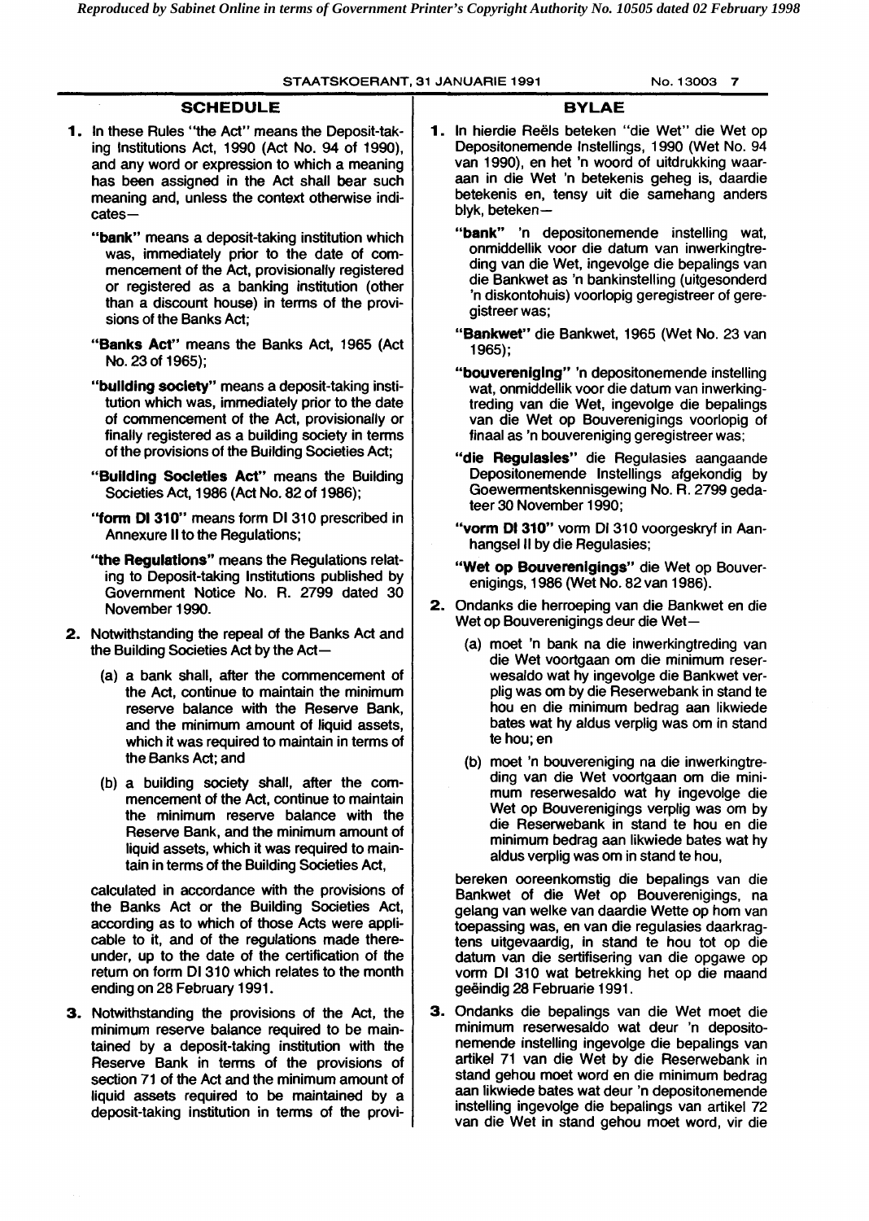## SCHEDULE

**1.** In these Rules "the Act" means the Deposit-taking Institutions Act, 1990 (Act No. 94 of 1990), and any word or expression to which a meaning has been assigned in the Act shall bear such meaning and, unless the context otherwise indicates—

**"bank"** means a deposit-taking institution which was, immediately prior to the date of commencement of the Act, provisionally registered or registered as a banking institution (other than a discount house) in terms of the provisions of the Banks Act;

**"Banks Act"** means the Banks Act, 1965 (Act No. 23 of 1965);

**"building society"** means a deposit-taking institution which was, immediately prior to the date of commencement of the Act, provisionally or finally registered as a building society in terms of the provisions of the Building Societies Act;

**"Building Societies Act"** means the Building Societies Act, 1986 (Act No. 82 of 1986);

**"form DI 310"** means form DI 310 prescribed in Annexure II to the Regulations;

**"the Regulations"** means the Regulations relating to Deposit-taking Institutions published by Government Notice No. R. 2799 dated 30 November 1990.

**2.** Notwithstanding the repeal of the Banks Act and the Building Societies Act by the Act—

(a) a bank shall, after the commencement of the Act, continue to maintain the minimum reserve balance with the Reserve Bank, and the minimum amount of liquid assets, which it was required to maintain in terms of the Banks Act; and

(b) a building society shall, after the commencement of the Act, continue to maintain the minimum reserve balance with the Reserve Bank, and the minimum amount of liquid assets, which it was required to maintain in terms of the Building Societies Act,

calculated in accordance with the provisions of the Banks Act or the Building Societies Act, according as to which of those Acts were applicable to it, and of the regulations made thereunder, up to the date of the certification of the return on form DI 310 which relates to the month ending on 28 February 1991.

**3.** Notwithstanding the provisions of the Act, the minimum reserve balance required to be maintained by a deposit-taking institution with the Reserve Bank in terms of the provisions of section 71 of the Act and the minimum amount of liquid assets required to be maintained by a deposit-taking institution in terms of the provi-

## BYLAE

**1.** In hierdie Reëls beteken "die Wet" die Wet op Depositonemende Instellings, 1990 (Wet No. 94 van 1990), en het 'n woord of uitdrukking waaraan in die Wet 'n betekenis geheg is, daardie betekenis en, tensy uit die samehang anders blyk, beteken—

**"bank"** 'n depositonemende instelling wat, onmiddellik voor die datum van inwerkingtreding van die Wet, ingevolge die bepalings van die Bankwet as 'n bankinstelling (uitgesonderd 'n diskontohuis) voorlopig geregistreer of geregistreer was;

**"Bankwet"** die Bankwet, 1965 (Wet No. 23 van 1965);

**"bouvereniging"** 'n depositonemende instelling wat, onmiddellik voor die datum van inwerkingtreding van die Wet, ingevolge die bepalings van die Wet op Bouverenigings voorlopig of finaal as 'n bouvereniging geregistreer was;

**"die Regulasies"** die Regulasies aangaande Depositonemende Instellings afgekondig by Goewermentskennisgewing No. R. 2799 gedateer 30 November 1990;

**"vorm DI 310"** vorm DI 310 voorgeskryf in Aanhangsel II by die Regulasies;

**"Wet op Bouverenigings"** die Wet op Bouverenigings, 1986 (Wet No. 82 van 1986).

**2.** Ondanks die herroeping van die Bankwet en die Wet op Bouverenigings deur die Wet—

(a) moet 'n bank na die inwerkingtreding van die Wet voortgaan om die minimum reserwesaldo wat hy ingevolge die Bankwet verplig was om by die Reserwebank in stand te hou en die minimum bedrag aan likwiede bates wat hy aldus verplig was om in stand te hou; en

(b) moet 'n bouvereniging na die inwerkingtreding van die Wet voortgaan om die minimum reserwesaldo wat hy ingevolge die Wet op Bouverenigings verplig was om by die Reserwebank in stand te hou en die minimum bedrag aan likwiede bates wat hy aldus verplig was om in stand te hou,

bereken ooreenkomstig die bepalings van die Bankwet of die Wet op Bouverenigings, na gelang van welke van daardie Wette op hom van toepassing was, en van die regulasies daarkragtens uitgevaardig, in stand te hou tot op die datum van die sertifisering van die opgawe op vorm DI 310 wat betrekking het op die maand geëindig 28 Februarie 1991.

**3.** Ondanks die bepalings van die Wet moet die minimum reserwesaldo wat deur 'n depositonemende instelling ingevolge die bepalings van artikel 71 van die Wet by die Reserwebank in stand gehou moet word en die minimum bedrag aan likwiede bates wat deur 'n depositonemende instelling ingevolge die bepalings van artikel 72 van die Wet in stand gehou moet word, vir die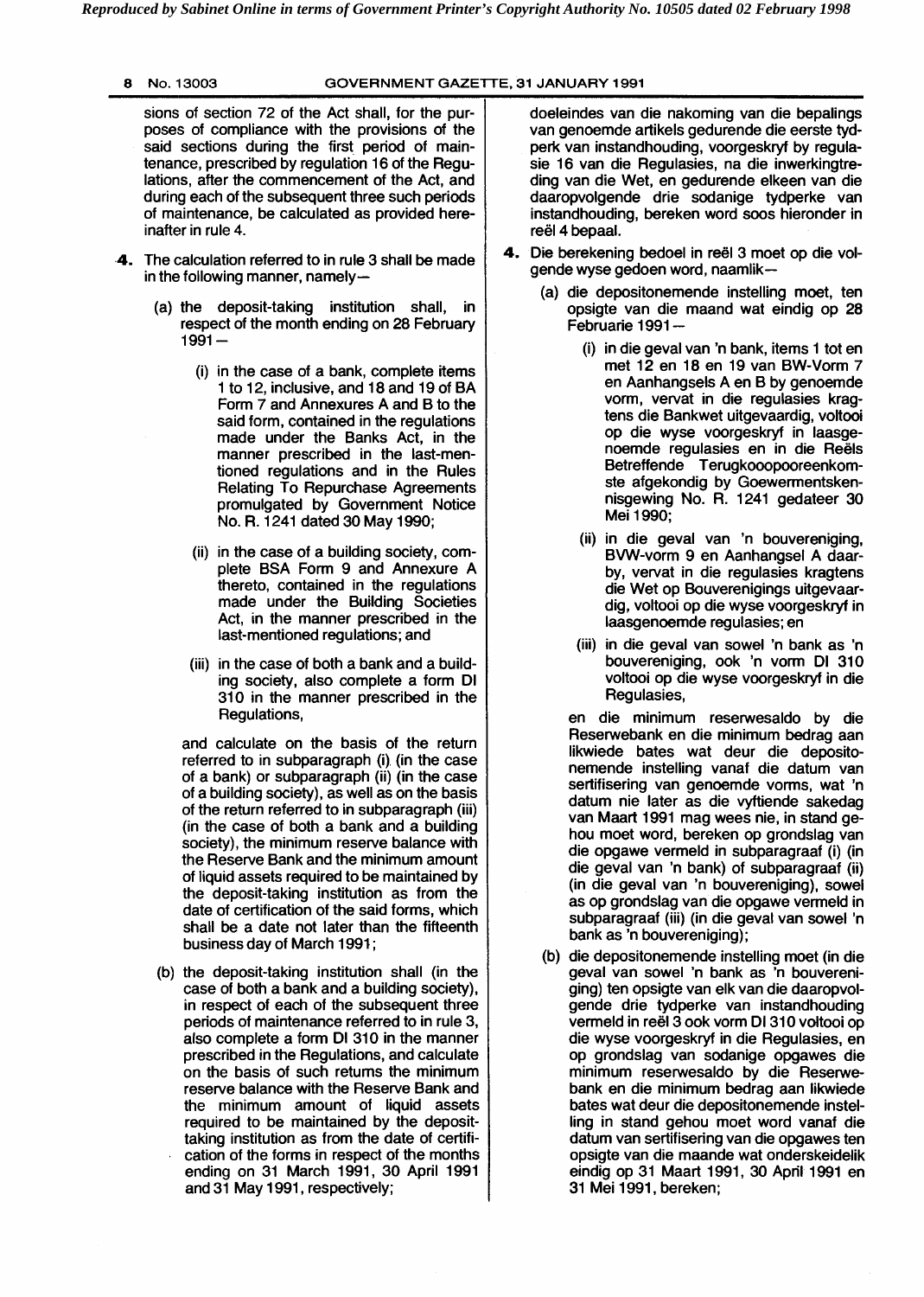sions of section 72 of the Act shall, for the purposes of compliance with the provisions of the said sections during the first period of maintenance, prescribed by regulation 16 of the Regulations, after the commencement of the Act, and during each of the subsequent three such periods of maintenance, be calculated as provided hereinafter in rule 4.

**4.** The calculation referred to in rule 3 shall be made in the following manner, namely—

(a) the deposit-taking institution shall, in respect of the month ending on 28 February 1991—

(i) in the case of a bank, complete items 1 to 12, inclusive, and 18 and 19 of BA Form 7 and Annexures A and B to the said form, contained in the regulations made under the Banks Act, in the manner prescribed in the last-mentioned regulations and in the Rules Relating To Repurchase Agreements promulgated by Government Notice No. R. 1241 dated 30 May 1990;

(ii) in the case of a building society, complete BSA Form 9 and Annexure A thereto, contained in the regulations made under the Building Societies Act, in the manner prescribed in the last-mentioned regulations; and

(iii) in the case of both a bank and a building society, also complete a form DI 310 in the manner prescribed in the Regulations,

and calculate on the basis of the return referred to in subparagraph (i) (in the case of a bank) or subparagraph (ii) (in the case of a building society), as well as on the basis of the return referred to in subparagraph (iii) (in the case of both a bank and a building society), the minimum reserve balance with the Reserve Bank and the minimum amount of liquid assets required to be maintained by the deposit-taking institution as from the date of certification of the said forms, which shall be a date not later than the fifteenth business day of March 1991;

(b) the deposit-taking institution shall (in the case of both a bank and a building society), in respect of each of the subsequent three periods of maintenance referred to in rule 3, also complete a form DI 310 in the manner prescribed in the Regulations, and calculate on the basis of such returns the minimum reserve balance with the Reserve Bank and the minimum amount of liquid assets required to be maintained by the deposit-taking institution as from the date of certification of the forms in respect of the months ending on 31 March 1991, 30 April 1991 and 31 May 1991, respectively;

doeleindes van die nakoming van die bepalings van genoemde artikels gedurende die eerste tydperk van instandhouding, voorgeskryf by regulasie 16 van die Regulasies, na die inwerkingtreding van die Wet, en gedurende elkeen van die daaropvolgende drie sodanige tydperke van instandhouding, bereken word soos hieronder in reël 4 bepaal.

**4.** Die berekening bedoel in reël 3 moet op die volgende wyse gedoen word, naamlik—

(a) die depositonemende instelling moet, ten opsigte van die maand wat eindig op 28 Februarie 1991—

(i) in die geval van 'n bank, items 1 tot en met 12 en 18 en 19 van BW-Vorm 7 en Aanhangsels A en B by genoemde vorm, vervat in die regulasies kragtens die Bankwet uitgevaardig, voltooi op die wyse voorgeskryf in laasgenoemde regulasies en in die Reëls Betreffende Terugkooopooreenkomste afgekondig by Goewermentskennisgewing No. R. 1241 gedateer 30 Mei 1990;

(ii) in die geval van 'n bouvereniging, BVW-vorm 9 en Aanhangsel A daarby, vervat in die regulasies kragtens die Wet op Bouverenigings uitgevaardig, voltooi op die wyse voorgeskryf in laasgenoemde regulasies; en

(iii) in die geval van sowel 'n bank as 'n bouvereniging, ook 'n vorm DI 310 voltooi op die wyse voorgeskryf in die Regulasies,

en die minimum reserwesaldo by die Reserwebank en die minimum bedrag aan likwiede bates wat deur die depositonemende instelling vanaf die datum van sertifisering van genoemde vorms, wat 'n datum nie later as die vyftiende sakedag van Maart 1991 mag wees nie, in stand gehou moet word, bereken op grondslag van die opgawe vermeld in subparagraaf (i) (in die geval van 'n bank) of subparagraaf (ii) (in die geval van 'n bouvereniging), sowel as op grondslag van die opgawe vermeld in subparagraaf (iii) (in die geval van sowel 'n bank as 'n bouvereniging);

(b) die depositonemende instelling moet (in die geval van sowel 'n bank as 'n bouvereniging) ten opsigte van elk van die daaropvolgende drie tydperke van instandhouding vermeld in reël 3 ook vorm DI 310 voltooi op die wyse voorgeskryf in die Regulasies, en op grondslag van sodanige opgawes die minimum reserwesaldo by die Reserwebank en die minimum bedrag aan likwiede bates wat deur die depositonemende instelling in stand gehou moet word vanaf die datum van sertifisering van die opgawes ten opsigte van die maande wat onderskeidelik eindig op 31 Maart 1991, 30 April 1991 en 31 Mei 1991, bereken;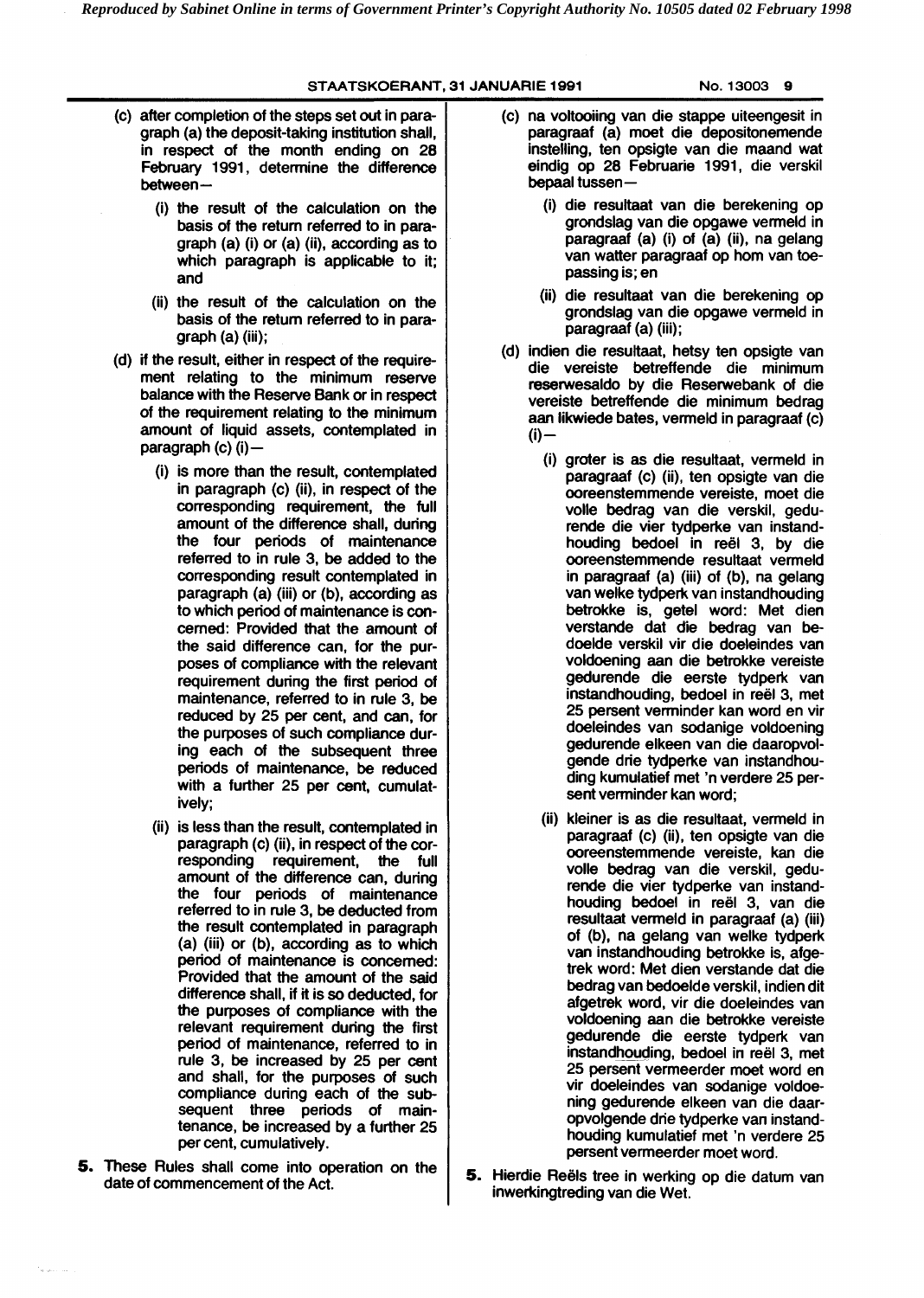(c) after completion of the steps set out in paragraph (a) the deposit-taking institution shall, in respect of the month ending on 28 February 1991, determine the difference between—

(i) the result of the calculation on the basis of the return referred to in paragraph (a) (i) or (a) (ii), according as to which paragraph is applicable to it; and

(ii) the result of the calculation on the basis of the return referred to in paragraph (a) (iii);

(d) if the result, either in respect of the requirement relating to the minimum reserve balance with the Reserve Bank or in respect of the requirement relating to the minimum amount of liquid assets, contemplated in paragraph (c) (i)—

(i) is more than the result, contemplated in paragraph (c) (ii), in respect of the corresponding requirement, the full amount of the difference shall, during the four periods of maintenance referred to in rule 3, be added to the corresponding result contemplated in paragraph (a) (iii) or (b), according as to which period of maintenance is concerned: Provided that the amount of the said difference can, for the purposes of compliance with the relevant requirement during the first period of maintenance, referred to in rule 3, be reduced by 25 per cent, and can, for the purposes of such compliance during each of the subsequent three periods of maintenance, be reduced with a further 25 per cent, cumulatively;

(ii) is less than the result, contemplated in paragraph (c) (ii), in respect of the corresponding requirement, the full amount of the difference can, during the four periods of maintenance referred to in rule 3, be deducted from the result contemplated in paragraph (a) (iii) or (b), according as to which period of maintenance is concerned: Provided that the amount of the said difference shall, if it is so deducted, for the purposes of compliance with the relevant requirement during the first period of maintenance, referred to in rule 3, be increased by 25 per cent and shall, for the purposes of such compliance during each of the subsequent three periods of maintenance, be increased by a further 25 per cent, cumulatively.

**5.** These Rules shall come into operation on the date of commencement of the Act.

(c) na voltooiing van die stappe uiteengesit in paragraaf (a) moet die depositonemende instelling, ten opsigte van die maand wat eindig op 28 Februarie 1991, die verskil bepaal tussen—

(i) die resultaat van die berekening op grondslag van die opgawe vermeld in paragraaf (a) (i) of (a) (ii), na gelang van watter paragraaf op hom van toepassing is; en

(ii) die resultaat van die berekening op grondslag van die opgawe vermeld in paragraaf (a) (iii);

(d) indien die resultaat, hetsy ten opsigte van die vereiste betreffende die minimum reserwesaldo by die Reserwebank of die vereiste betreffende die minimum bedrag aan likwiede bates, vermeld in paragraaf (c) (i)—

(i) groter is as die resultaat, vermeld in paragraaf (c) (ii), ten opsigte van die ooreenstemmende vereiste, moet die volle bedrag van die verskil, gedurende die vier tydperke van instandhouding bedoel in reël 3, by die ooreenstemmende resultaat vermeld in paragraaf (a) (iii) of (b), na gelang van welke tydperk van instandhouding betrokke is, getel word: Met dien verstande dat die bedrag van bedoelde verskil vir die doeleindes van voldoening aan die betrokke vereiste gedurende die eerste tydperk van instandhouding, bedoel in reël 3, met 25 persent verminder kan word en vir doeleindes van sodanige voldoening gedurende elkeen van die daaropvolgende drie tydperke van instandhouding kumulatief met 'n verdere 25 persent verminder kan word;

(ii) kleiner is as die resultaat, vermeld in paragraaf (c) (ii), ten opsigte van die ooreenstemmende vereiste, kan die volle bedrag van die verskil, gedurende die vier tydperke van instandhouding bedoel in reël 3, van die resultaat vermeld in paragraaf (a) (iii) of (b), na gelang van welke tydperk van instandhouding betrokke is, afgetrek word: Met dien verstande dat die bedrag van bedoelde verskil, indien dit afgetrek word, vir die doeleindes van voldoening aan die betrokke vereiste gedurende die eerste tydperk van instandhouding, bedoel in reël 3, met 25 persent vermeerder moet word en vir doeleindes van sodanige voldoening gedurende elkeen van die daaropvolgende drie tydperke van instandhouding kumulatief met 'n verdere 25 persent vermeerder moet word.

**5.** Hierdie Reëls tree in werking op die datum van inwerkingtreding van die Wet.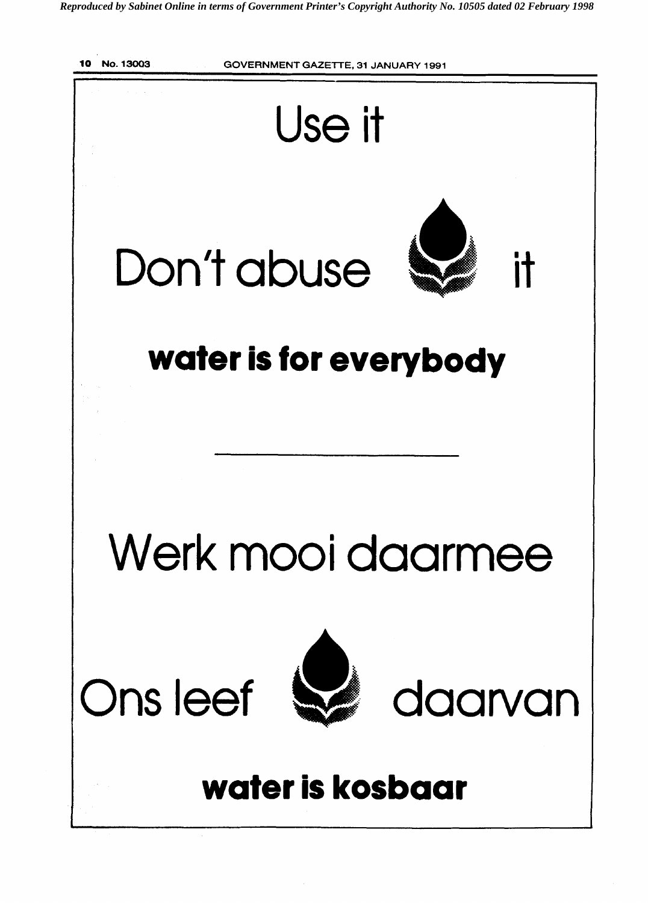# Use it

# Don't abuse it

**water is for everybody**

---

# Werk mooi daarmee

# Ons leef daarvan

**water is kosbaar**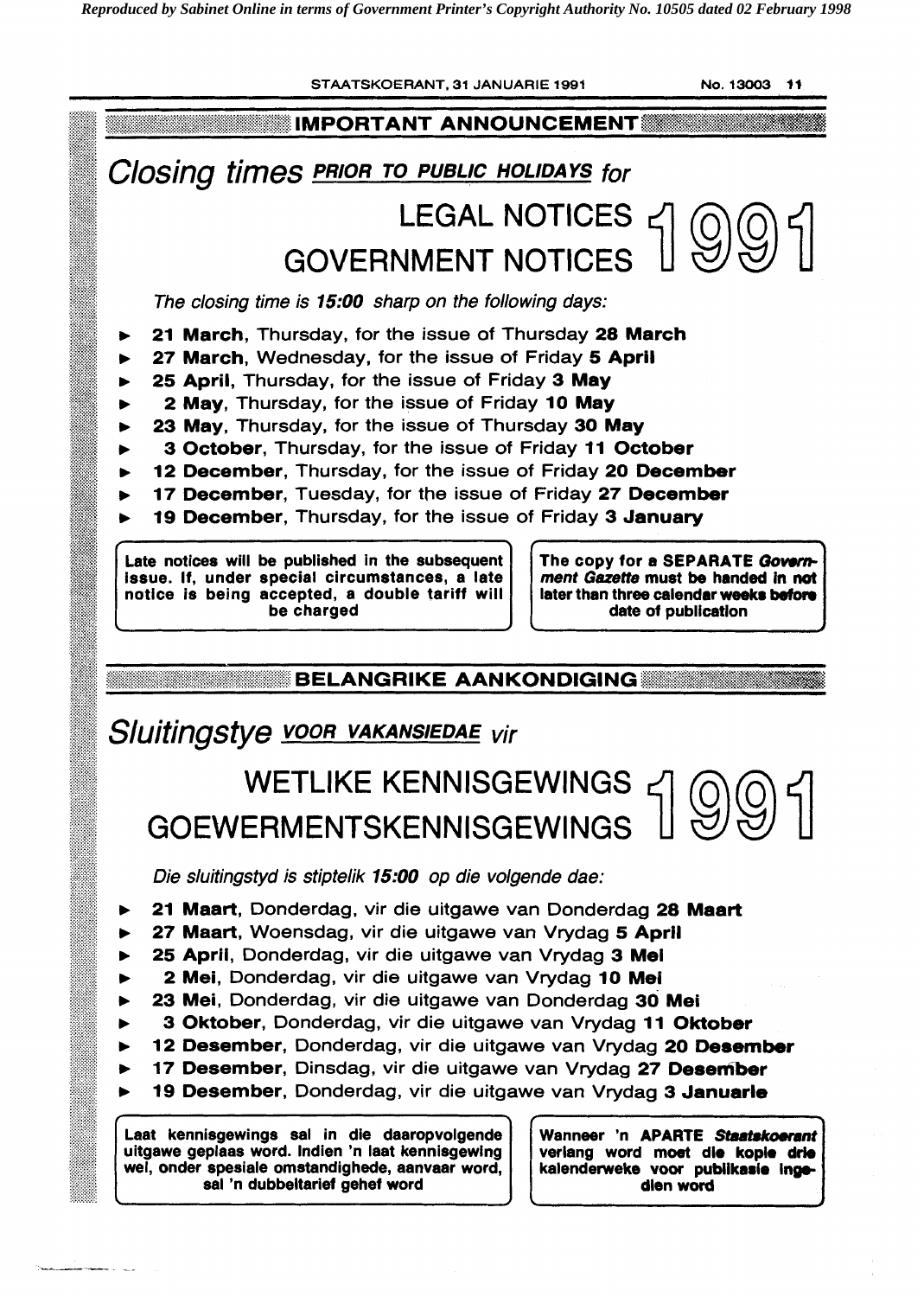## IMPORTANT ANNOUNCEMENT

# *Closing times* ***PRIOR TO PUBLIC HOLIDAYS*** *for*

# LEGAL NOTICES
# GOVERNMENT NOTICES 1991

*The closing time is* ***15:00*** *sharp on the following days:*

- **21 March**, Thursday, for the issue of Thursday **28 March**
- **27 March**, Wednesday, for the issue of Friday **5 April**
- **25 April**, Thursday, for the issue of Friday **3 May**
- **2 May**, Thursday, for the issue of Friday **10 May**
- **23 May**, Thursday, for the issue of Thursday **30 May**
- **3 October**, Thursday, for the issue of Friday **11 October**
- **12 December**, Thursday, for the issue of Friday **20 December**
- **17 December**, Tuesday, for the issue of Friday **27 December**
- **19 December**, Thursday, for the issue of Friday **3 January**

**Late notices will be published in the subsequent issue. If, under special circumstances, a late notice is being accepted, a double tariff will be charged**

**The copy for a SEPARATE *Government Gazette* must be handed in not later than three calendar weeks before date of publication**

## BELANGRIKE AANKONDIGING

# *Sluitingstye* ***VOOR VAKANSIEDAE*** *vir*

# WETLIKE KENNISGEWINGS
# GOEWERMENTSKENNISGEWINGS 1991

*Die sluitingstyd is stiptelik* ***15:00*** *op die volgende dae:*

- **21 Maart**, Donderdag, vir die uitgawe van Donderdag **28 Maart**
- **27 Maart**, Woensdag, vir die uitgawe van Vrydag **5 April**
- **25 April**, Donderdag, vir die uitgawe van Vrydag **3 Mei**
- **2 Mei**, Donderdag, vir die uitgawe van Vrydag **10 Mei**
- **23 Mei**, Donderdag, vir die uitgawe van Donderdag **30 Mei**
- **3 Oktober**, Donderdag, vir die uitgawe van Vrydag **11 Oktober**
- **12 Desember**, Donderdag, vir die uitgawe van Vrydag **20 Desember**
- **17 Desember**, Dinsdag, vir die uitgawe van Vrydag **27 Desember**
- **19 Desember**, Donderdag, vir die uitgawe van Vrydag **3 Januarie**

**Laat kennisgewings sal in die daaropvolgende uitgawe geplaas word. Indien 'n laat kennisgewing wel, onder spesiale omstandighede, aanvaar word, sal 'n dubbeltarief gehef word**

**Wanneer 'n APARTE *Staatskoerant* verlang word moet die kopie drie kalenderweke voor publikasie ingedien word**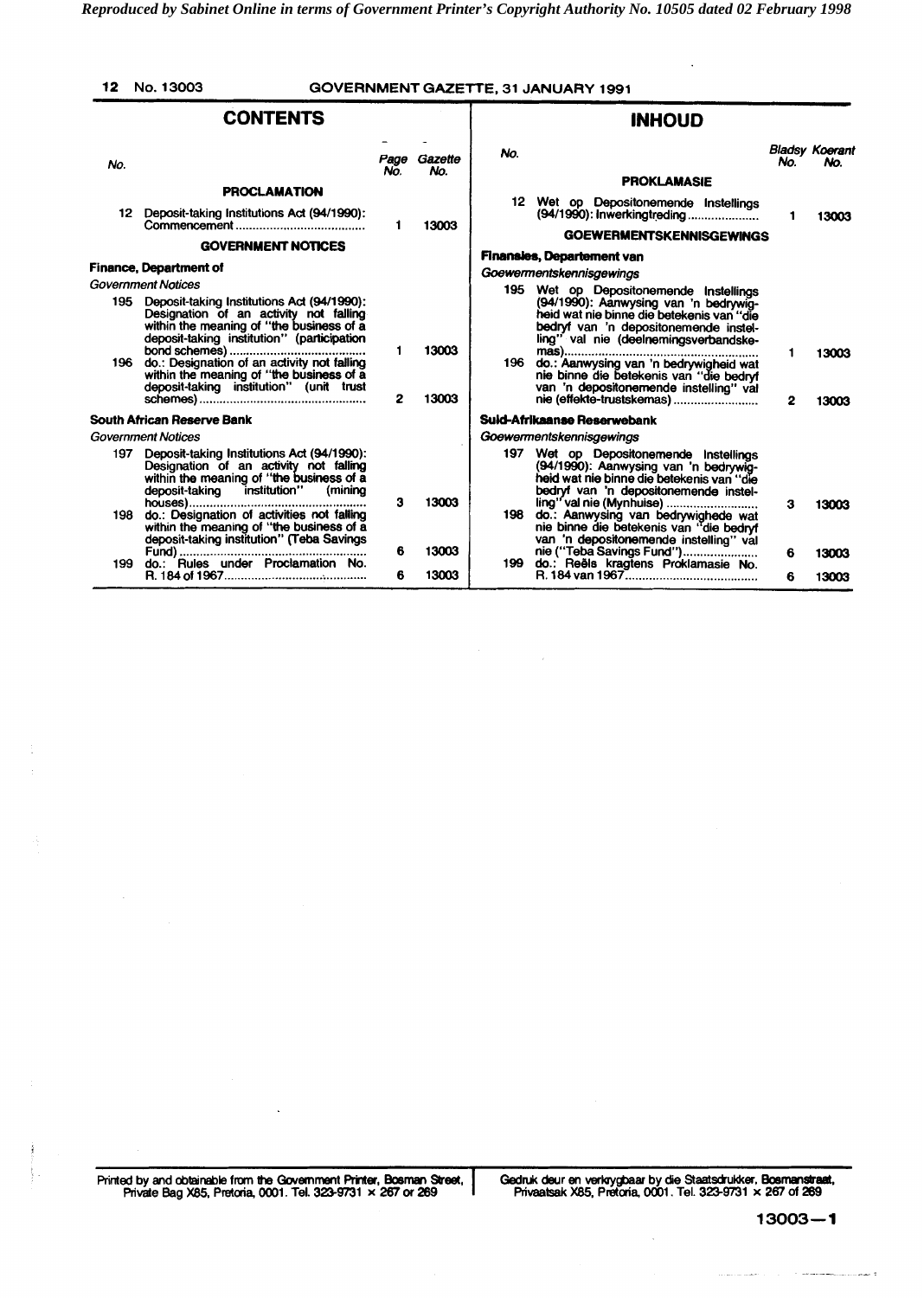## CONTENTS

| No. | | Page No. | Gazette No. |
|---|---|---|---|
| | **PROCLAMATION** | | |
| 12 | Deposit-taking Institutions Act (94/1990): Commencement | 1 | 13003 |
| | **GOVERNMENT NOTICES** | | |
| | **Finance, Department of** | | |
| | *Government Notices* | | |
| 195 | Deposit-taking Institutions Act (94/1990): Designation of an activity not falling within the meaning of "the business of a deposit-taking institution" (participation bond schemes) | 1 | 13003 |
| 196 | do.: Designation of an activity not falling within the meaning of "the business of a deposit-taking institution" (unit trust schemes) | 2 | 13003 |
| | **South African Reserve Bank** | | |
| | *Government Notices* | | |
| 197 | Deposit-taking Institutions Act (94/1990): Designation of an activity not falling within the meaning of "the business of a deposit-taking institution" (mining houses) | 3 | 13003 |
| 198 | do.: Designation of activities not falling within the meaning of "the business of a deposit-taking institution" (Teba Savings Fund) | 6 | 13003 |
| 199 | do.: Rules under Proclamation No. R. 184 of 1967 | 6 | 13003 |

## INHOUD

| No. | | Bladsy No. | Koerant No. |
|---|---|---|---|
| | **PROKLAMASIE** | | |
| 12 | Wet op Depositonemende Instellings (94/1990): Inwerkingtreding | 1 | 13003 |
| | **GOEWERMENTSKENNISGEWINGS** | | |
| | **Finansies, Departement van** | | |
| | *Goewermentskennisgewings* | | |
| 195 | Wet op Depositonemende Instellings (94/1990): Aanwysing van 'n bedrywigheid wat nie binne die betekenis van "die bedryf van 'n depositonemende instelling" val nie (deelnemingsverbandskemas) | 1 | 13003 |
| 196 | do.: Aanwysing van 'n bedrywigheid wat nie binne die betekenis van "die bedryf van 'n depositonemende instelling" val nie (effekte-trustskemas) | 2 | 13003 |
| | **Suid-Afrikaanse Reserwebank** | | |
| | *Goewermentskennisgewings* | | |
| 197 | Wet op Depositonemende Instellings (94/1990): Aanwysing van 'n bedrywigheid wat nie binne die betekenis van "die bedryf van 'n depositonemende instelling" val nie (Mynhuise) | 3 | 13003 |
| 198 | do.: Aanwysing van bedrywighede wat nie binne die betekenis van "die bedryf van 'n depositonemende instelling" val nie ("Teba Savings Fund") | 6 | 13003 |
| 199 | do.: Reëls kragtens Proklamasie No. R. 184 van 1967 | 6 | 13003 |

Printed by and obtainable from the Government Printer, Bosman Street, Private Bag X85, Pretoria, 0001. Tel. 323-9731 × 267 or 269

Gedruk deur en verkrygbaar by die Staatsdrukker, Bosmanstraat, Privaatsak X85, Pretoria, 0001. Tel. 323-9731 × 267 of 269

13003—1